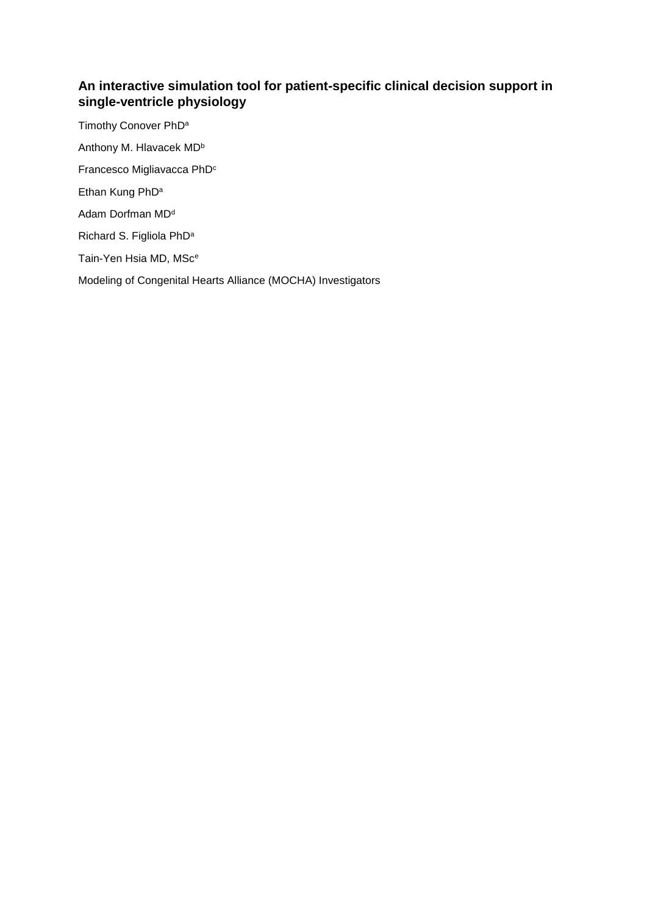# An interactive simulation tool for patient-specific clinical decision support in single-ventricle physiology

Timothy Conover PhD[a]

Anthony M. Hlavacek MD[b]

Francesco Migliavacca PhD[c]

Ethan Kung PhD[a]

Adam Dorfman MD[d]

Richard S. Figliola PhD[a]

Tain-Yen Hsia MD, MSc[e]

Modeling of Congenital Hearts Alliance (MOCHA) Investigators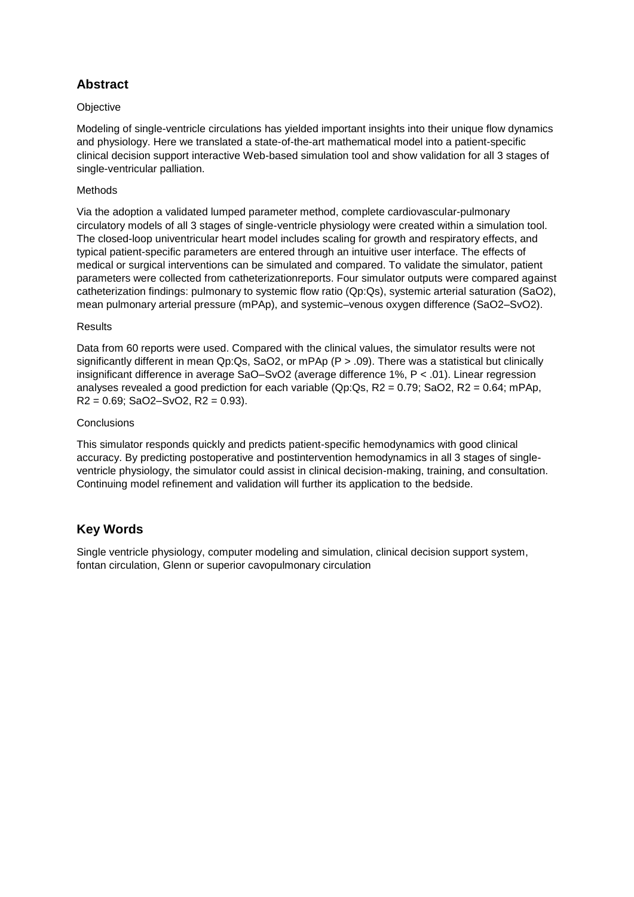## Abstract

Objective

Modeling of single-ventricle circulations has yielded important insights into their unique flow dynamics and physiology. Here we translated a state-of-the-art mathematical model into a patient-specific clinical decision support interactive Web-based simulation tool and show validation for all 3 stages of single-ventricular palliation.

Methods

Via the adoption a validated lumped parameter method, complete cardiovascular-pulmonary circulatory models of all 3 stages of single-ventricle physiology were created within a simulation tool. The closed-loop univentricular heart model includes scaling for growth and respiratory effects, and typical patient-specific parameters are entered through an intuitive user interface. The effects of medical or surgical interventions can be simulated and compared. To validate the simulator, patient parameters were collected from catheterizationreports. Four simulator outputs were compared against catheterization findings: pulmonary to systemic flow ratio (Qp:Qs), systemic arterial saturation ($SaO_2$), mean pulmonary arterial pressure (mPAp), and systemic–venous oxygen difference ($SaO_2$–$SvO_2$).

Results

Data from 60 reports were used. Compared with the clinical values, the simulator results were not significantly different in mean Qp:Qs, $SaO_2$, or mPAp ($P > .09$). There was a statistical but clinically insignificant difference in average SaO–$SvO_2$ (average difference 1%, $P < .01$). Linear regression analyses revealed a good prediction for each variable (Qp:Qs, $R^2 = 0.79$; $SaO_2$, $R^2 = 0.64$; mPAp, $R^2 = 0.69$; $SaO_2$–$SvO_2$, $R^2 = 0.93$).

Conclusions

This simulator responds quickly and predicts patient-specific hemodynamics with good clinical accuracy. By predicting postoperative and postintervention hemodynamics in all 3 stages of single-ventricle physiology, the simulator could assist in clinical decision-making, training, and consultation. Continuing model refinement and validation will further its application to the bedside.

## Key Words

Single ventricle physiology, computer modeling and simulation, clinical decision support system, fontan circulation, Glenn or superior cavopulmonary circulation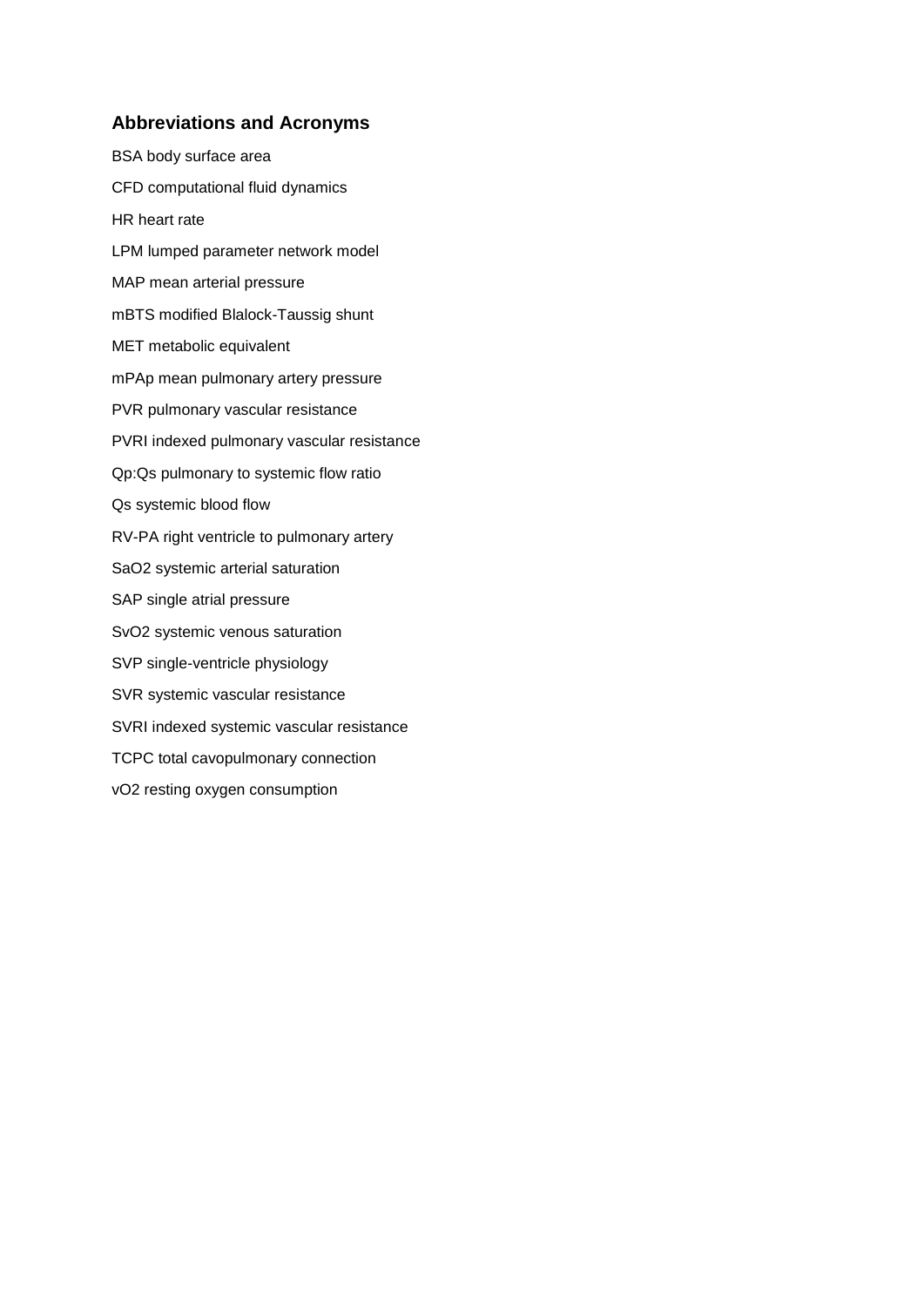## Abbreviations and Acronyms

BSA body surface area

CFD computational fluid dynamics

HR heart rate

LPM lumped parameter network model

MAP mean arterial pressure

mBTS modified Blalock-Taussig shunt

MET metabolic equivalent

mPAp mean pulmonary artery pressure

PVR pulmonary vascular resistance

PVRI indexed pulmonary vascular resistance

Qp:Qs pulmonary to systemic flow ratio

Qs systemic blood flow

RV-PA right ventricle to pulmonary artery

SaO2 systemic arterial saturation

SAP single atrial pressure

SvO2 systemic venous saturation

SVP single-ventricle physiology

SVR systemic vascular resistance

SVRI indexed systemic vascular resistance

TCPC total cavopulmonary connection

vO2 resting oxygen consumption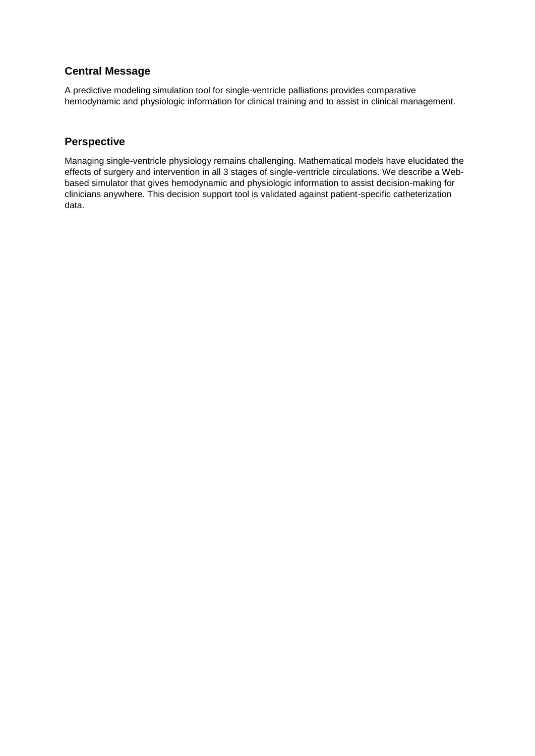## Central Message

A predictive modeling simulation tool for single-ventricle palliations provides comparative hemodynamic and physiologic information for clinical training and to assist in clinical management.

## Perspective

Managing single-ventricle physiology remains challenging. Mathematical models have elucidated the effects of surgery and intervention in all 3 stages of single-ventricle circulations. We describe a Web-based simulator that gives hemodynamic and physiologic information to assist decision-making for clinicians anywhere. This decision support tool is validated against patient-specific catheterization data.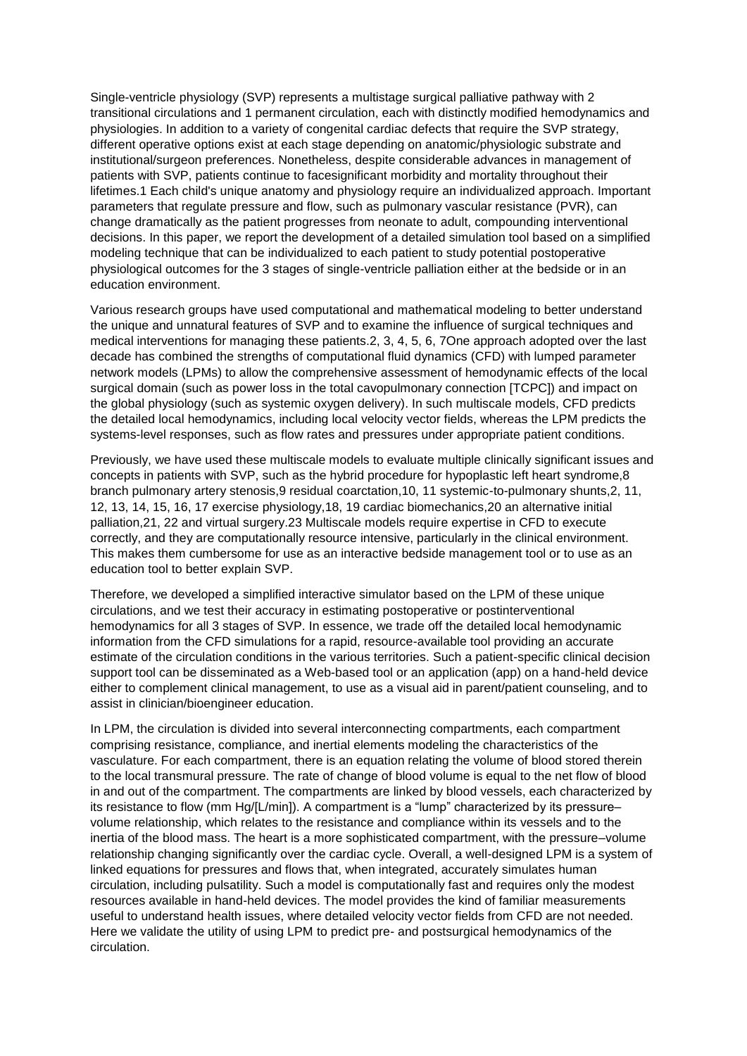Single-ventricle physiology (SVP) represents a multistage surgical palliative pathway with 2 transitional circulations and 1 permanent circulation, each with distinctly modified hemodynamics and physiologies. In addition to a variety of congenital cardiac defects that require the SVP strategy, different operative options exist at each stage depending on anatomic/physiologic substrate and institutional/surgeon preferences. Nonetheless, despite considerable advances in management of patients with SVP, patients continue to facesignificant morbidity and mortality throughout their lifetimes.[1] Each child's unique anatomy and physiology require an individualized approach. Important parameters that regulate pressure and flow, such as pulmonary vascular resistance (PVR), can change dramatically as the patient progresses from neonate to adult, compounding interventional decisions. In this paper, we report the development of a detailed simulation tool based on a simplified modeling technique that can be individualized to each patient to study potential postoperative physiological outcomes for the 3 stages of single-ventricle palliation either at the bedside or in an education environment.

Various research groups have used computational and mathematical modeling to better understand the unique and unnatural features of SVP and to examine the influence of surgical techniques and medical interventions for managing these patients.[2, 3, 4, 5, 6, 7]One approach adopted over the last decade has combined the strengths of computational fluid dynamics (CFD) with lumped parameter network models (LPMs) to allow the comprehensive assessment of hemodynamic effects of the local surgical domain (such as power loss in the total cavopulmonary connection [TCPC]) and impact on the global physiology (such as systemic oxygen delivery). In such multiscale models, CFD predicts the detailed local hemodynamics, including local velocity vector fields, whereas the LPM predicts the systems-level responses, such as flow rates and pressures under appropriate patient conditions.

Previously, we have used these multiscale models to evaluate multiple clinically significant issues and concepts in patients with SVP, such as the hybrid procedure for hypoplastic left heart syndrome,[8] branch pulmonary artery stenosis,[9] residual coarctation,[10, 11] systemic-to-pulmonary shunts,[2, 11, 12, 13, 14, 15, 16, 17] exercise physiology,[18, 19] cardiac biomechanics,[20] an alternative initial palliation,[21, 22] and virtual surgery.[23] Multiscale models require expertise in CFD to execute correctly, and they are computationally resource intensive, particularly in the clinical environment. This makes them cumbersome for use as an interactive bedside management tool or to use as an education tool to better explain SVP.

Therefore, we developed a simplified interactive simulator based on the LPM of these unique circulations, and we test their accuracy in estimating postoperative or postinterventional hemodynamics for all 3 stages of SVP. In essence, we trade off the detailed local hemodynamic information from the CFD simulations for a rapid, resource-available tool providing an accurate estimate of the circulation conditions in the various territories. Such a patient-specific clinical decision support tool can be disseminated as a Web-based tool or an application (app) on a hand-held device either to complement clinical management, to use as a visual aid in parent/patient counseling, and to assist in clinician/bioengineer education.

In LPM, the circulation is divided into several interconnecting compartments, each compartment comprising resistance, compliance, and inertial elements modeling the characteristics of the vasculature. For each compartment, there is an equation relating the volume of blood stored therein to the local transmural pressure. The rate of change of blood volume is equal to the net flow of blood in and out of the compartment. The compartments are linked by blood vessels, each characterized by its resistance to flow (mm Hg/[L/min]). A compartment is a "lump" characterized by its pressure–volume relationship, which relates to the resistance and compliance within its vessels and to the inertia of the blood mass. The heart is a more sophisticated compartment, with the pressure–volume relationship changing significantly over the cardiac cycle. Overall, a well-designed LPM is a system of linked equations for pressures and flows that, when integrated, accurately simulates human circulation, including pulsatility. Such a model is computationally fast and requires only the modest resources available in hand-held devices. The model provides the kind of familiar measurements useful to understand health issues, where detailed velocity vector fields from CFD are not needed. Here we validate the utility of using LPM to predict pre- and postsurgical hemodynamics of the circulation.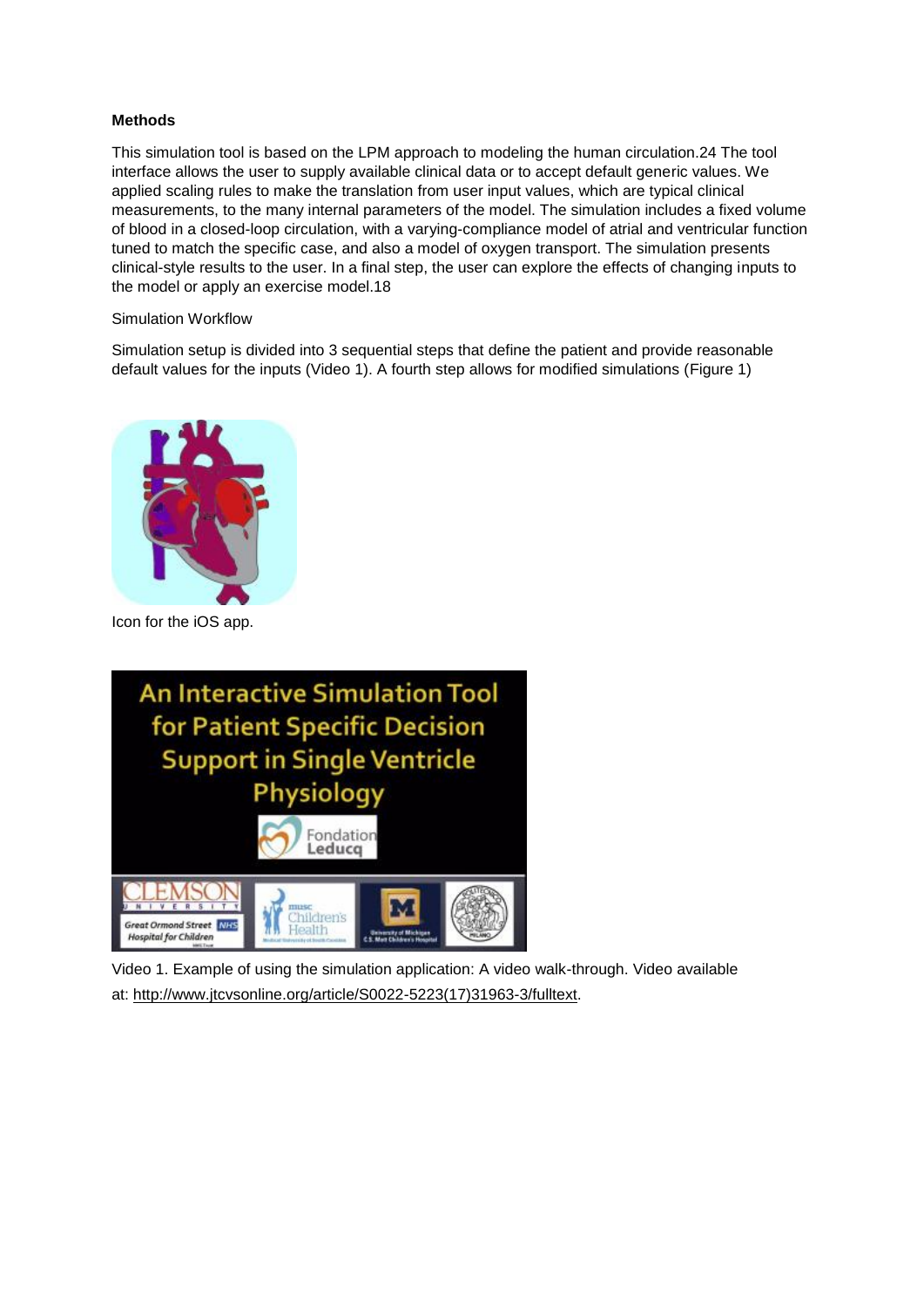**Methods**

This simulation tool is based on the LPM approach to modeling the human circulation.24 The tool interface allows the user to supply available clinical data or to accept default generic values. We applied scaling rules to make the translation from user input values, which are typical clinical measurements, to the many internal parameters of the model. The simulation includes a fixed volume of blood in a closed-loop circulation, with a varying-compliance model of atrial and ventricular function tuned to match the specific case, and also a model of oxygen transport. The simulation presents clinical-style results to the user. In a final step, the user can explore the effects of changing inputs to the model or apply an exercise model.18

Simulation Workflow

Simulation setup is divided into 3 sequential steps that define the patient and provide reasonable default values for the inputs (Video 1). A fourth step allows for modified simulations (Figure 1)

Icon for the iOS app.

Video 1. Example of using the simulation application: A video walk-through. Video available at: http://www.jtcvsonline.org/article/S0022-5223(17)31963-3/fulltext.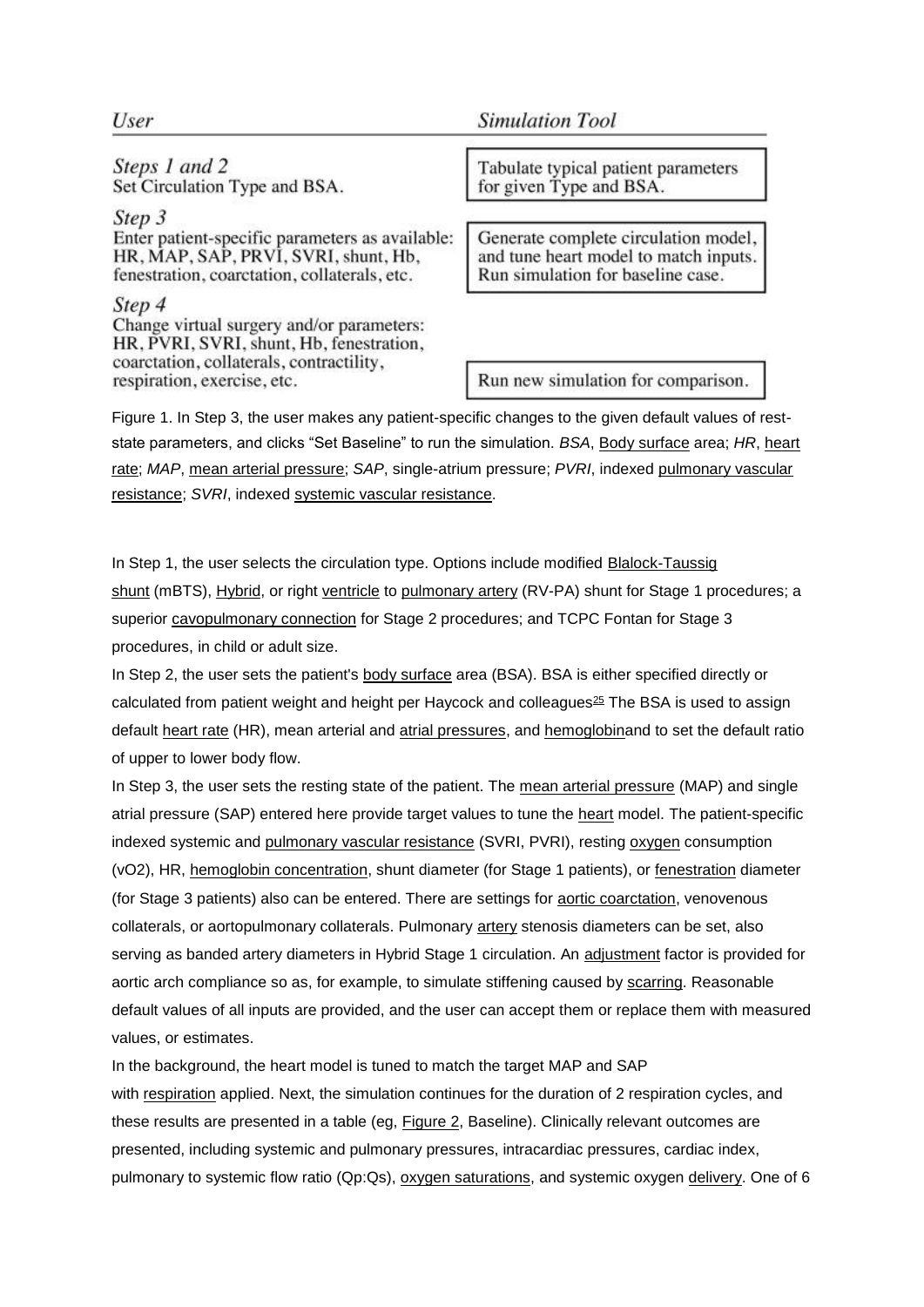| *User* | *Simulation Tool* |
| --- | --- |
| *Steps 1 and 2* Set Circulation Type and BSA. | Tabulate typical patient parameters for given Type and BSA. |
| *Step 3* Enter patient-specific parameters as available: HR, MAP, SAP, PRVI, SVRI, shunt, Hb, fenestration, coarctation, collaterals, etc. | Generate complete circulation model, and tune heart model to match inputs. Run simulation for baseline case. |
| *Step 4* Change virtual surgery and/or parameters: HR, PVRI, SVRI, shunt, Hb, fenestration, coarctation, collaterals, contractility, respiration, exercise, etc. | Run new simulation for comparison. |

Figure 1. In Step 3, the user makes any patient-specific changes to the given default values of rest-state parameters, and clicks "Set Baseline" to run the simulation. *BSA*, Body surface area; *HR*, heart rate; *MAP*, mean arterial pressure; *SAP*, single-atrium pressure; *PVRI*, indexed pulmonary vascular resistance; *SVRI*, indexed systemic vascular resistance.

In Step 1, the user selects the circulation type. Options include modified Blalock-Taussig shunt (mBTS), Hybrid, or right ventricle to pulmonary artery (RV-PA) shunt for Stage 1 procedures; a superior cavopulmonary connection for Stage 2 procedures; and TCPC Fontan for Stage 3 procedures, in child or adult size.

In Step 2, the user sets the patient's body surface area (BSA). BSA is either specified directly or calculated from patient weight and height per Haycock and colleagues[25] The BSA is used to assign default heart rate (HR), mean arterial and atrial pressures, and hemoglobinand to set the default ratio of upper to lower body flow.

In Step 3, the user sets the resting state of the patient. The mean arterial pressure (MAP) and single atrial pressure (SAP) entered here provide target values to tune the heart model. The patient-specific indexed systemic and pulmonary vascular resistance (SVRI, PVRI), resting oxygen consumption (vO2), HR, hemoglobin concentration, shunt diameter (for Stage 1 patients), or fenestration diameter (for Stage 3 patients) also can be entered. There are settings for aortic coarctation, venovenous collaterals, or aortopulmonary collaterals. Pulmonary artery stenosis diameters can be set, also serving as banded artery diameters in Hybrid Stage 1 circulation. An adjustment factor is provided for aortic arch compliance so as, for example, to simulate stiffening caused by scarring. Reasonable default values of all inputs are provided, and the user can accept them or replace them with measured values, or estimates.

In the background, the heart model is tuned to match the target MAP and SAP with respiration applied. Next, the simulation continues for the duration of 2 respiration cycles, and these results are presented in a table (eg, Figure 2, Baseline). Clinically relevant outcomes are presented, including systemic and pulmonary pressures, intracardiac pressures, cardiac index, pulmonary to systemic flow ratio (Qp:Qs), oxygen saturations, and systemic oxygen delivery. One of 6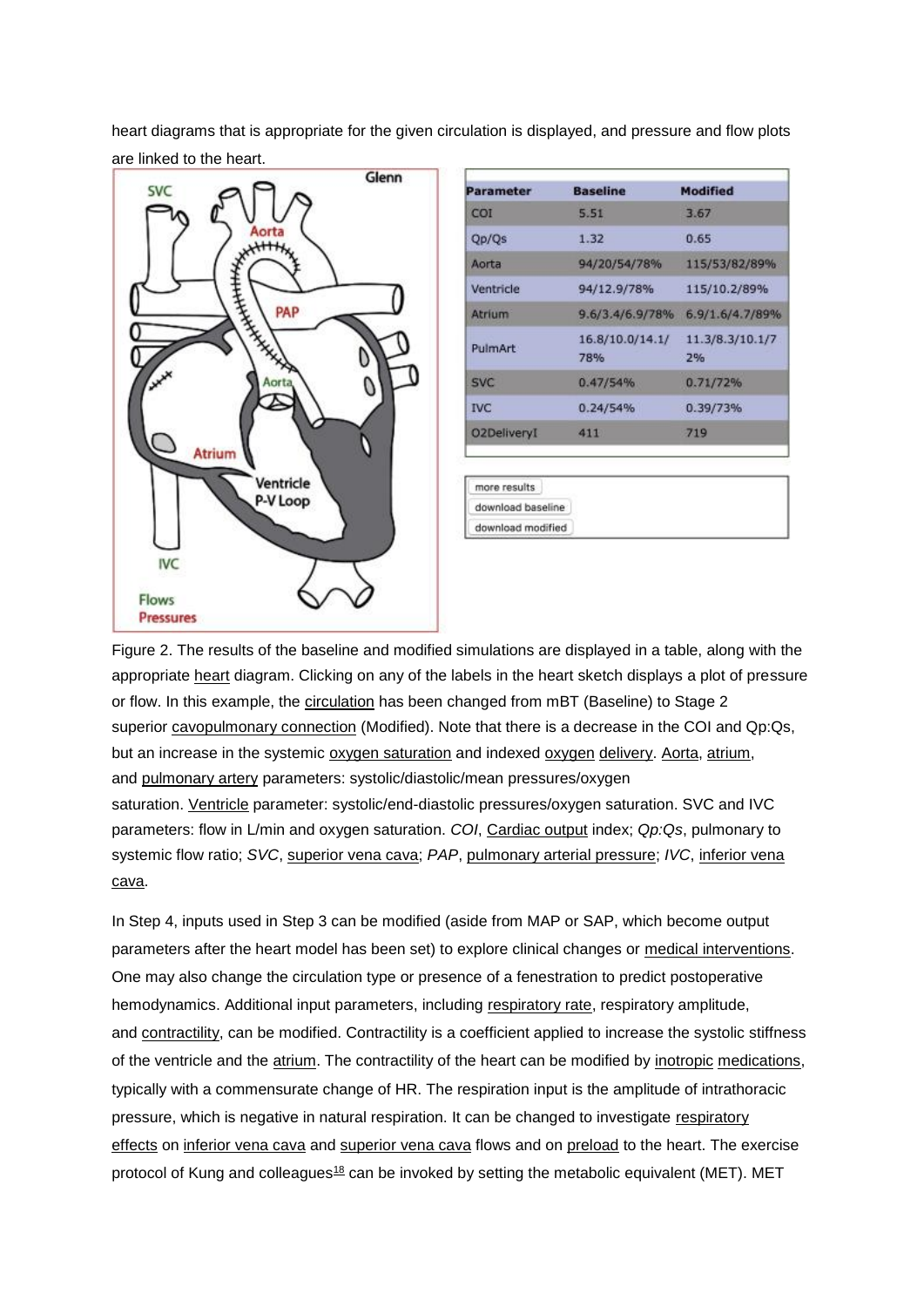heart diagrams that is appropriate for the given circulation is displayed, and pressure and flow plots are linked to the heart.

| Parameter | Baseline | Modified |
| --- | --- | --- |
| COI | 5.51 | 3.67 |
| Qp/Qs | 1.32 | 0.65 |
| Aorta | 94/20/54/78% | 115/53/82/89% |
| Ventricle | 94/12.9/78% | 115/10.2/89% |
| Atrium | 9.6/3.4/6.9/78% | 6.9/1.6/4.7/89% |
| PulmArt | 16.8/10.0/14.1/78% | 11.3/8.3/10.1/72% |
| SVC | 0.47/54% | 0.71/72% |
| IVC | 0.24/54% | 0.39/73% |
| O2DeliveryI | 411 | 719 |

Figure 2. The results of the baseline and modified simulations are displayed in a table, along with the appropriate heart diagram. Clicking on any of the labels in the heart sketch displays a plot of pressure or flow. In this example, the circulation has been changed from mBT (Baseline) to Stage 2 superior cavopulmonary connection (Modified). Note that there is a decrease in the COI and Qp:Qs, but an increase in the systemic oxygen saturation and indexed oxygen delivery. Aorta, atrium, and pulmonary artery parameters: systolic/diastolic/mean pressures/oxygen saturation. Ventricle parameter: systolic/end-diastolic pressures/oxygen saturation. SVC and IVC parameters: flow in L/min and oxygen saturation. *COI*, Cardiac output index; *Qp:Qs*, pulmonary to systemic flow ratio; *SVC*, superior vena cava; *PAP*, pulmonary arterial pressure; *IVC*, inferior vena cava.

In Step 4, inputs used in Step 3 can be modified (aside from MAP or SAP, which become output parameters after the heart model has been set) to explore clinical changes or medical interventions. One may also change the circulation type or presence of a fenestration to predict postoperative hemodynamics. Additional input parameters, including respiratory rate, respiratory amplitude, and contractility, can be modified. Contractility is a coefficient applied to increase the systolic stiffness of the ventricle and the atrium. The contractility of the heart can be modified by inotropic medications, typically with a commensurate change of HR. The respiration input is the amplitude of intrathoracic pressure, which is negative in natural respiration. It can be changed to investigate respiratory effects on inferior vena cava and superior vena cava flows and on preload to the heart. The exercise protocol of Kung and colleagues[18] can be invoked by setting the metabolic equivalent (MET). MET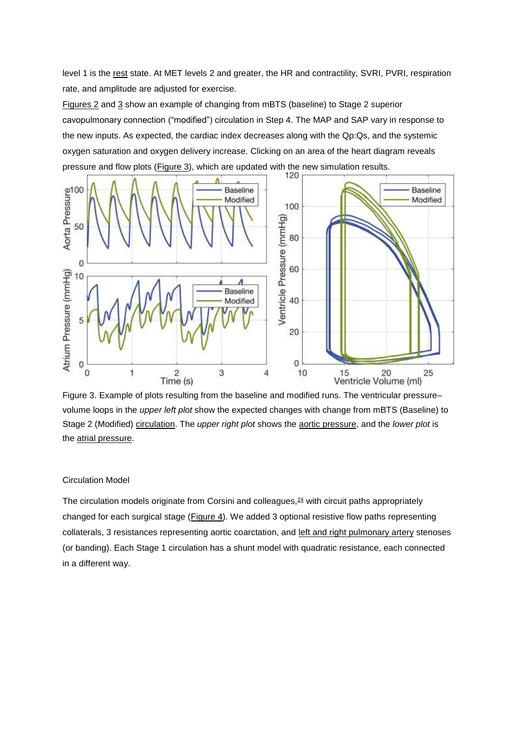level 1 is the rest state. At MET levels 2 and greater, the HR and contractility, SVRI, PVRI, respiration rate, and amplitude are adjusted for exercise.

Figures 2 and 3 show an example of changing from mBTS (baseline) to Stage 2 superior cavopulmonary connection ("modified") circulation in Step 4. The MAP and SAP vary in response to the new inputs. As expected, the cardiac index decreases along with the Qp:Qs, and the systemic oxygen saturation and oxygen delivery increase. Clicking on an area of the heart diagram reveals pressure and flow plots (Figure 3), which are updated with the new simulation results.

Figure 3. Example of plots resulting from the baseline and modified runs. The ventricular pressure–volume loops in the *upper left plot* show the expected changes with change from mBTS (Baseline) to Stage 2 (Modified) circulation. The *upper right plot* shows the aortic pressure, and the *lower plot* is the atrial pressure.

## Circulation Model

The circulation models originate from Corsini and colleagues,[24] with circuit paths appropriately changed for each surgical stage (Figure 4). We added 3 optional resistive flow paths representing collaterals, 3 resistances representing aortic coarctation, and left and right pulmonary artery stenoses (or banding). Each Stage 1 circulation has a shunt model with quadratic resistance, each connected in a different way.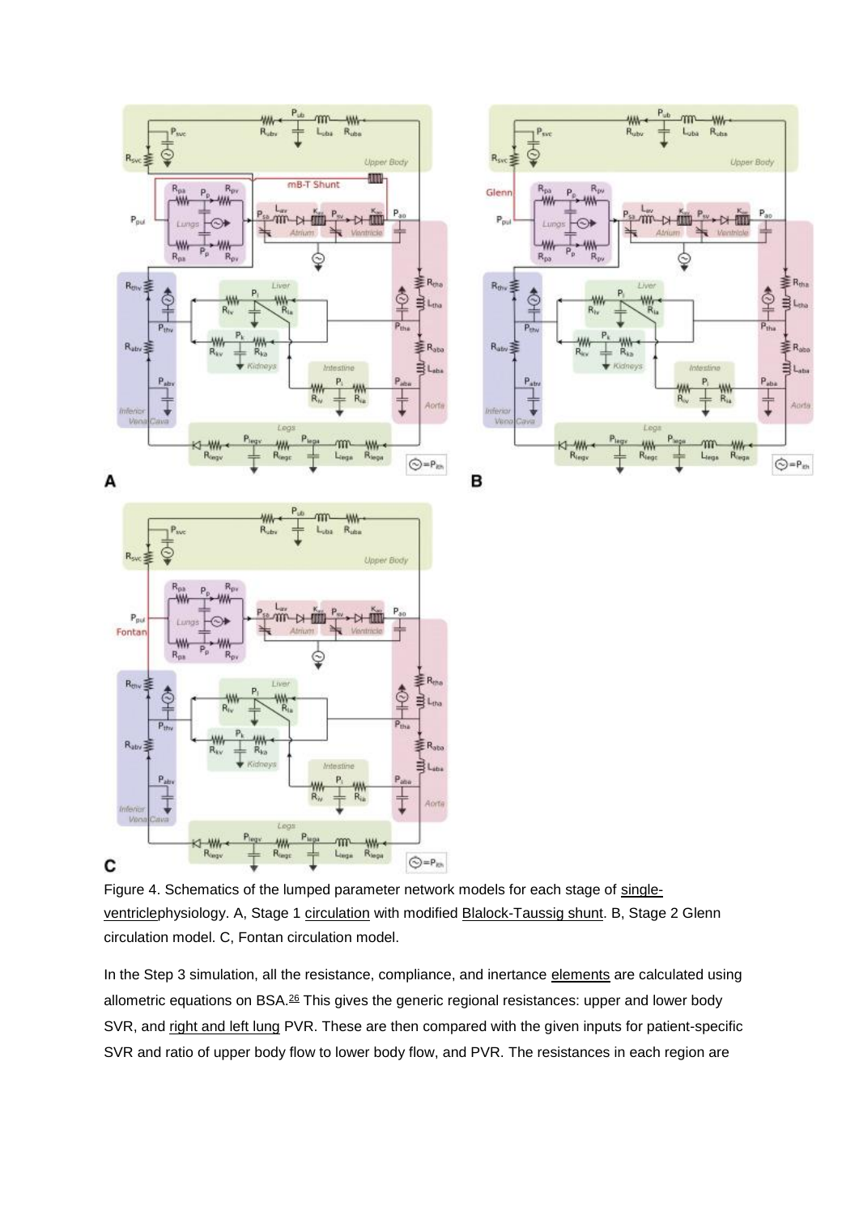Figure 4. Schematics of the lumped parameter network models for each stage of single-ventriclephysiology. A, Stage 1 circulation with modified Blalock-Taussig shunt. B, Stage 2 Glenn circulation model. C, Fontan circulation model.

In the Step 3 simulation, all the resistance, compliance, and inertance elements are calculated using allometric equations on BSA.[26] This gives the generic regional resistances: upper and lower body SVR, and right and left lung PVR. These are then compared with the given inputs for patient-specific SVR and ratio of upper body flow to lower body flow, and PVR. The resistances in each region are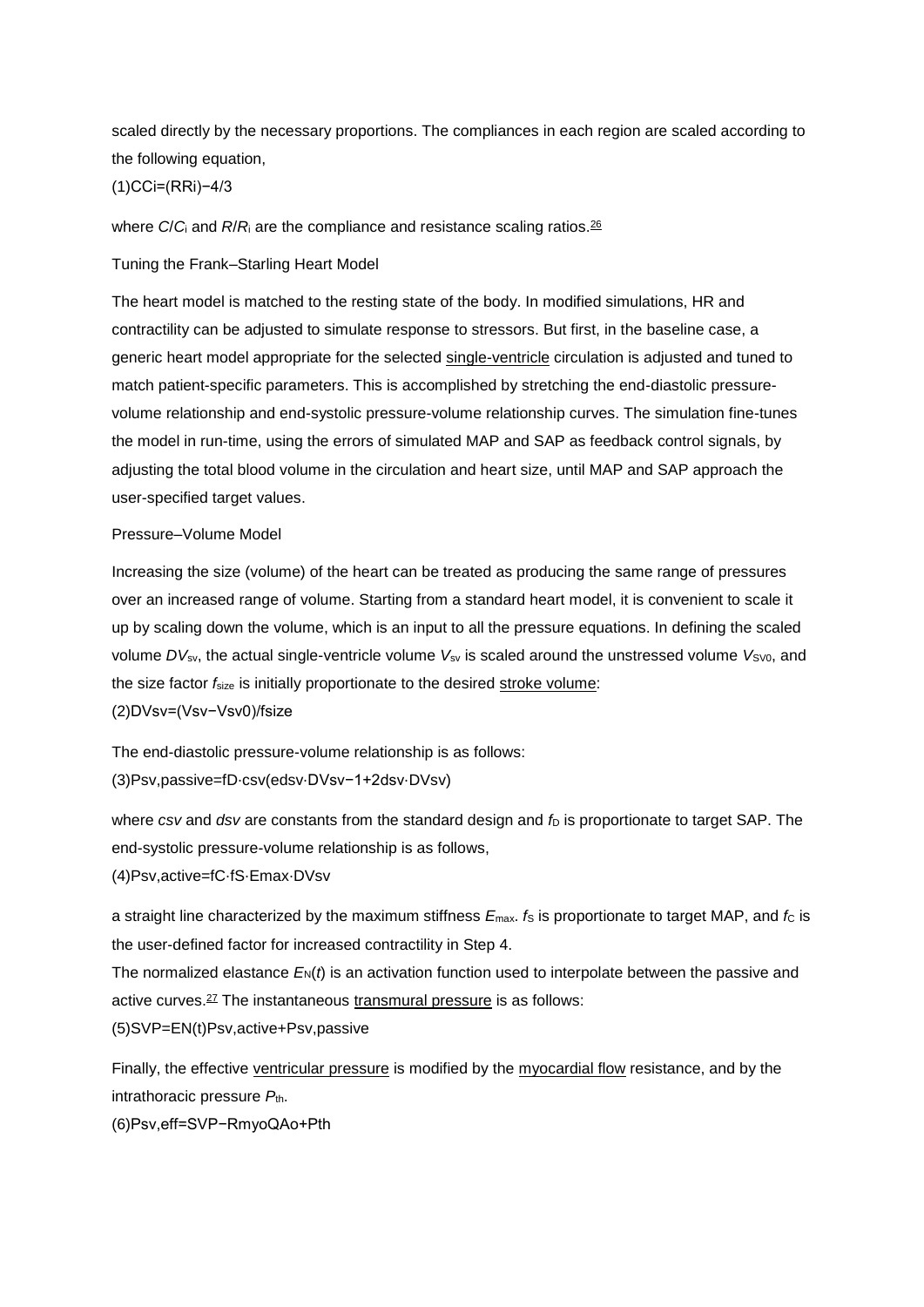scaled directly by the necessary proportions. The compliances in each region are scaled according to the following equation,

$$\frac{C}{C_i} = \left(\frac{R}{R_i}\right)^{-4/3} \tag{1}$$

where $C/C_i$ and $R/R_i$ are the compliance and resistance scaling ratios.[26]

### Tuning the Frank–Starling Heart Model

The heart model is matched to the resting state of the body. In modified simulations, HR and contractility can be adjusted to simulate response to stressors. But first, in the baseline case, a generic heart model appropriate for the selected single-ventricle circulation is adjusted and tuned to match patient-specific parameters. This is accomplished by stretching the end-diastolic pressure-volume relationship and end-systolic pressure-volume relationship curves. The simulation fine-tunes the model in run-time, using the errors of simulated MAP and SAP as feedback control signals, by adjusting the total blood volume in the circulation and heart size, until MAP and SAP approach the user-specified target values.

### Pressure–Volume Model

Increasing the size (volume) of the heart can be treated as producing the same range of pressures over an increased range of volume. Starting from a standard heart model, it is convenient to scale it up by scaling down the volume, which is an input to all the pressure equations. In defining the scaled volume $DV_{sv}$, the actual single-ventricle volume $V_{sv}$ is scaled around the unstressed volume $V_{SV0}$, and the size factor $f_{size}$ is initially proportionate to the desired stroke volume:

$$DV_{sv} = (V_{sv} - V_{sv0})/f_{size} \tag{2}$$

The end-diastolic pressure-volume relationship is as follows:

$$P_{sv,passive} = f_D \cdot csv\left(e^{dsv \cdot DV_{sv}} - 1 + 2dsv \cdot DV_{sv}\right) \tag{3}$$

where *csv* and *dsv* are constants from the standard design and $f_D$ is proportionate to target SAP. The end-systolic pressure-volume relationship is as follows,

$$P_{sv,active} = f_C \cdot f_S \cdot E_{max} \cdot DV_{sv} \tag{4}$$

a straight line characterized by the maximum stiffness $E_{max}$. $f_S$ is proportionate to target MAP, and $f_C$ is the user-defined factor for increased contractility in Step 4.

The normalized elastance $E_N(t)$ is an activation function used to interpolate between the passive and active curves.[27] The instantaneous transmural pressure is as follows:

$$SVP = E_N(t) P_{sv,active} + P_{sv,passive} \tag{5}$$

Finally, the effective ventricular pressure is modified by the myocardial flow resistance, and by the intrathoracic pressure $P_{th}$.

$$P_{sv,eff} = SVP - R_{myo} Q_{Ao} + P_{th} \tag{6}$$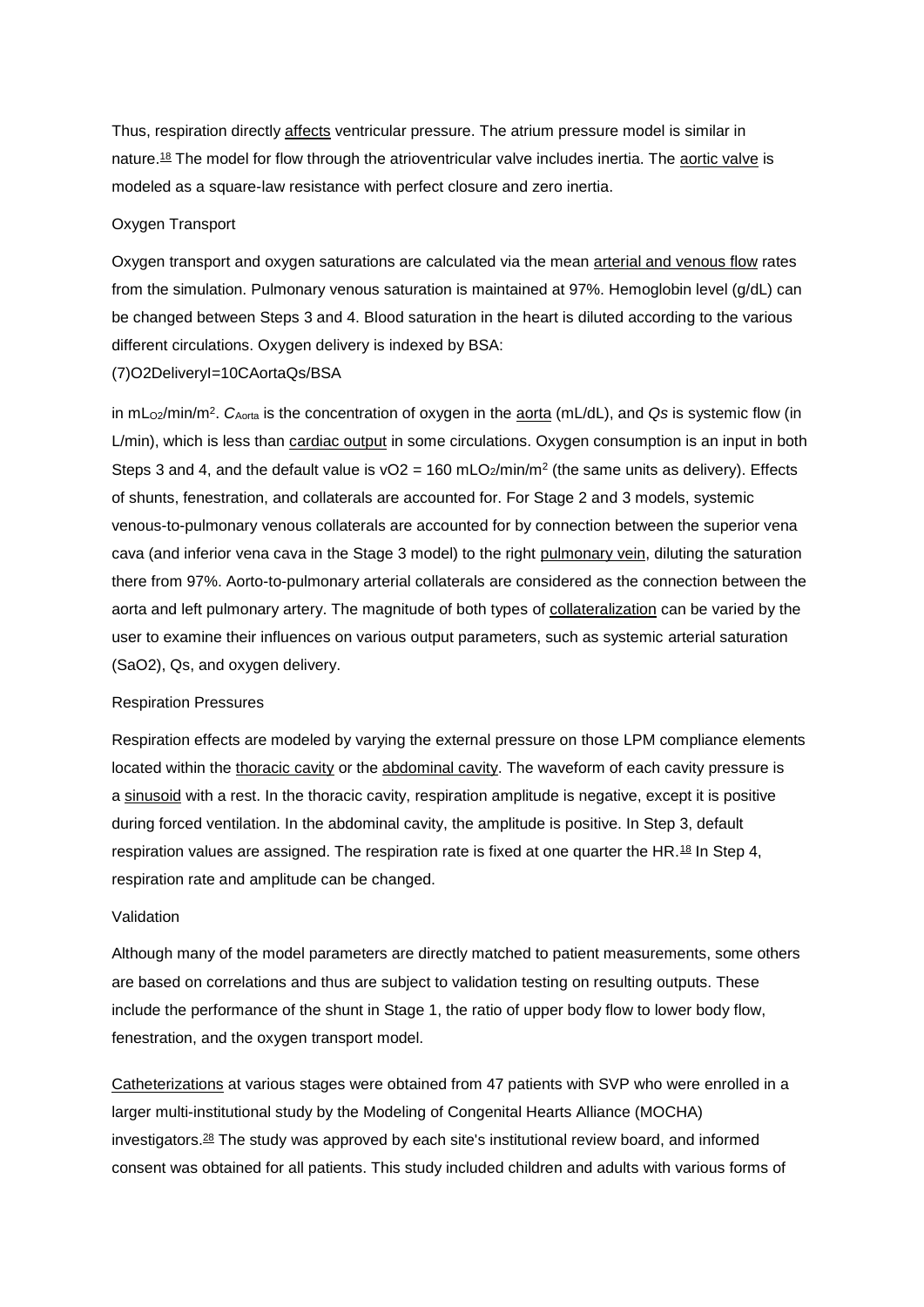Thus, respiration directly affects ventricular pressure. The atrium pressure model is similar in nature.[18] The model for flow through the atrioventricular valve includes inertia. The aortic valve is modeled as a square-law resistance with perfect closure and zero inertia.

### Oxygen Transport

Oxygen transport and oxygen saturations are calculated via the mean arterial and venous flow rates from the simulation. Pulmonary venous saturation is maintained at 97%. Hemoglobin level (g/dL) can be changed between Steps 3 and 4. Blood saturation in the heart is diluted according to the various different circulations. Oxygen delivery is indexed by BSA:

$$O2DeliveryI = 10 C_{Aorta} Q_s / BSA \tag{7}$$

in $mL_{O2}/min/m^2$. $C_{Aorta}$ is the concentration of oxygen in the aorta (mL/dL), and $Qs$ is systemic flow (in L/min), which is less than cardiac output in some circulations. Oxygen consumption is an input in both Steps 3 and 4, and the default value is $vO2 = 160\ mLO_2/min/m^2$ (the same units as delivery). Effects of shunts, fenestration, and collaterals are accounted for. For Stage 2 and 3 models, systemic venous-to-pulmonary venous collaterals are accounted for by connection between the superior vena cava (and inferior vena cava in the Stage 3 model) to the right pulmonary vein, diluting the saturation there from 97%. Aorto-to-pulmonary arterial collaterals are considered as the connection between the aorta and left pulmonary artery. The magnitude of both types of collateralization can be varied by the user to examine their influences on various output parameters, such as systemic arterial saturation (SaO2), Qs, and oxygen delivery.

### Respiration Pressures

Respiration effects are modeled by varying the external pressure on those LPM compliance elements located within the thoracic cavity or the abdominal cavity. The waveform of each cavity pressure is a sinusoid with a rest. In the thoracic cavity, respiration amplitude is negative, except it is positive during forced ventilation. In the abdominal cavity, the amplitude is positive. In Step 3, default respiration values are assigned. The respiration rate is fixed at one quarter the HR.[18] In Step 4, respiration rate and amplitude can be changed.

### Validation

Although many of the model parameters are directly matched to patient measurements, some others are based on correlations and thus are subject to validation testing on resulting outputs. These include the performance of the shunt in Stage 1, the ratio of upper body flow to lower body flow, fenestration, and the oxygen transport model.

Catheterizations at various stages were obtained from 47 patients with SVP who were enrolled in a larger multi-institutional study by the Modeling of Congenital Hearts Alliance (MOCHA) investigators.[28] The study was approved by each site's institutional review board, and informed consent was obtained for all patients. This study included children and adults with various forms of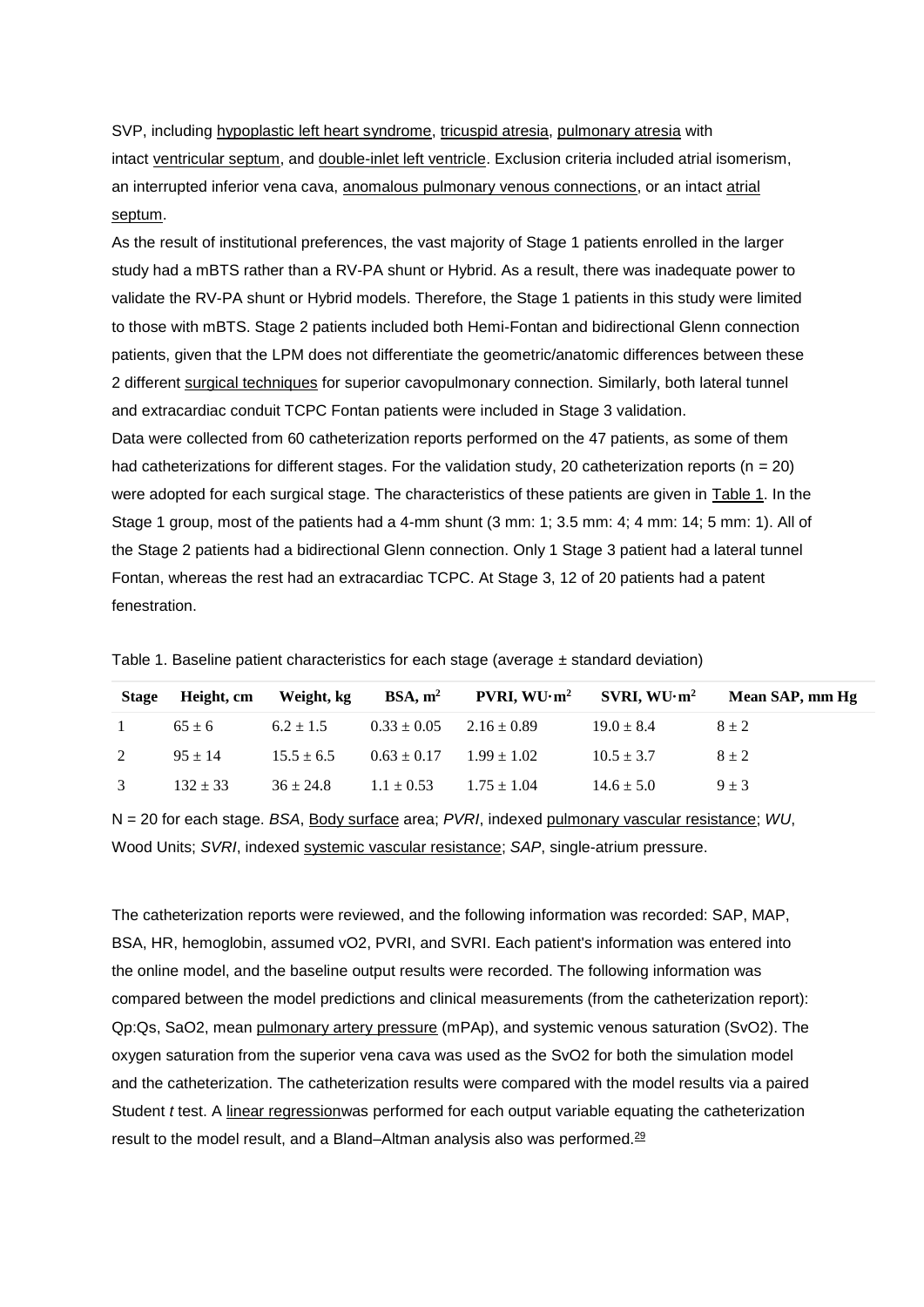SVP, including hypoplastic left heart syndrome, tricuspid atresia, pulmonary atresia with intact ventricular septum, and double-inlet left ventricle. Exclusion criteria included atrial isomerism, an interrupted inferior vena cava, anomalous pulmonary venous connections, or an intact atrial septum.

As the result of institutional preferences, the vast majority of Stage 1 patients enrolled in the larger study had a mBTS rather than a RV-PA shunt or Hybrid. As a result, there was inadequate power to validate the RV-PA shunt or Hybrid models. Therefore, the Stage 1 patients in this study were limited to those with mBTS. Stage 2 patients included both Hemi-Fontan and bidirectional Glenn connection patients, given that the LPM does not differentiate the geometric/anatomic differences between these 2 different surgical techniques for superior cavopulmonary connection. Similarly, both lateral tunnel and extracardiac conduit TCPC Fontan patients were included in Stage 3 validation.

Data were collected from 60 catheterization reports performed on the 47 patients, as some of them had catheterizations for different stages. For the validation study, 20 catheterization reports (n = 20) were adopted for each surgical stage. The characteristics of these patients are given in Table 1. In the Stage 1 group, most of the patients had a 4-mm shunt (3 mm: 1; 3.5 mm: 4; 4 mm: 14; 5 mm: 1). All of the Stage 2 patients had a bidirectional Glenn connection. Only 1 Stage 3 patient had a lateral tunnel Fontan, whereas the rest had an extracardiac TCPC. At Stage 3, 12 of 20 patients had a patent fenestration.

Table 1. Baseline patient characteristics for each stage (average ± standard deviation)

| Stage | Height, cm | Weight, kg | BSA, $m^2$ | PVRI, $WU{\cdot}m^2$ | SVRI, $WU{\cdot}m^2$ | Mean SAP, mm Hg |
|---|---|---|---|---|---|---|
| 1 | 65 ± 6 | 6.2 ± 1.5 | 0.33 ± 0.05 | 2.16 ± 0.89 | 19.0 ± 8.4 | 8 ± 2 |
| 2 | 95 ± 14 | 15.5 ± 6.5 | 0.63 ± 0.17 | 1.99 ± 1.02 | 10.5 ± 3.7 | 8 ± 2 |
| 3 | 132 ± 33 | 36 ± 24.8 | 1.1 ± 0.53 | 1.75 ± 1.04 | 14.6 ± 5.0 | 9 ± 3 |

N = 20 for each stage. *BSA*, Body surface area; *PVRI*, indexed pulmonary vascular resistance; *WU*, Wood Units; *SVRI*, indexed systemic vascular resistance; *SAP*, single-atrium pressure.

The catheterization reports were reviewed, and the following information was recorded: SAP, MAP, BSA, HR, hemoglobin, assumed $vO_2$, PVRI, and SVRI. Each patient's information was entered into the online model, and the baseline output results were recorded. The following information was compared between the model predictions and clinical measurements (from the catheterization report): Qp:Qs, $SaO_2$, mean pulmonary artery pressure (mPAp), and systemic venous saturation ($SvO_2$). The oxygen saturation from the superior vena cava was used as the $SvO_2$ for both the simulation model and the catheterization. The catheterization results were compared with the model results via a paired Student *t* test. A linear regressionwas performed for each output variable equating the catheterization result to the model result, and a Bland–Altman analysis also was performed.[29]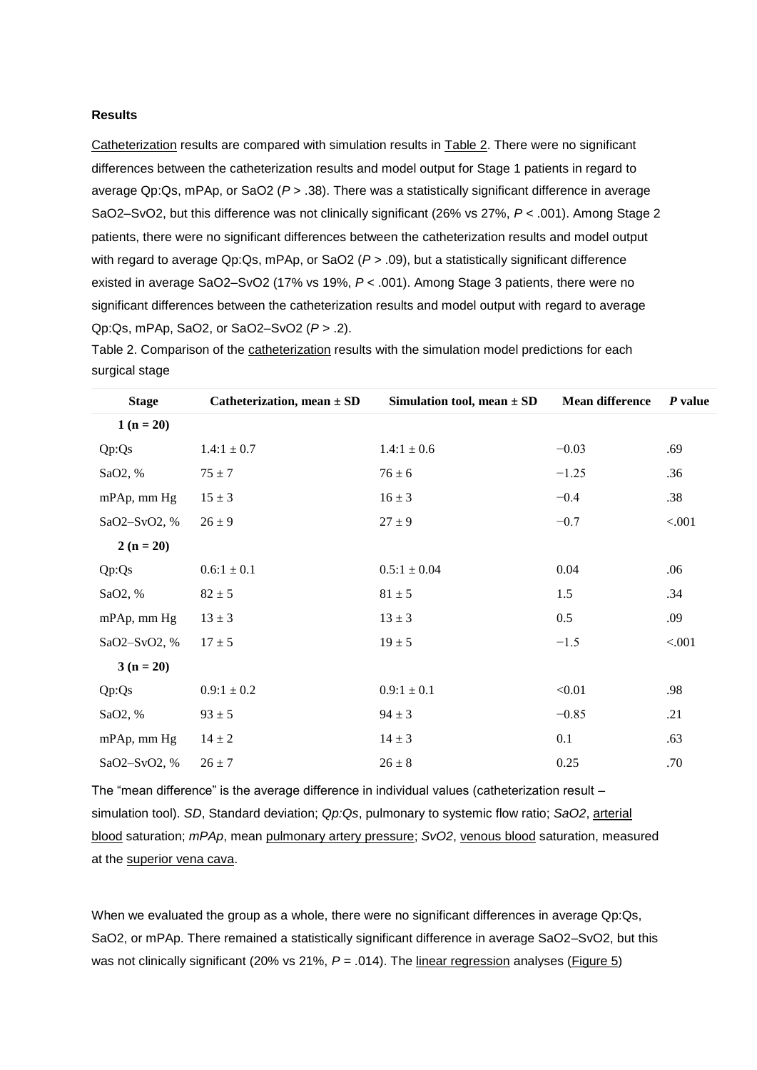**Results**

Catheterization results are compared with simulation results in Table 2. There were no significant differences between the catheterization results and model output for Stage 1 patients in regard to average Qp:Qs, mPAp, or SaO2 (*P* > .38). There was a statistically significant difference in average SaO2–SvO2, but this difference was not clinically significant (26% vs 27%, *P* < .001). Among Stage 2 patients, there were no significant differences between the catheterization results and model output with regard to average Qp:Qs, mPAp, or SaO2 (*P* > .09), but a statistically significant difference existed in average SaO2–SvO2 (17% vs 19%, *P* < .001). Among Stage 3 patients, there were no significant differences between the catheterization results and model output with regard to average Qp:Qs, mPAp, SaO2, or SaO2–SvO2 (*P* > .2).

Table 2. Comparison of the catheterization results with the simulation model predictions for each surgical stage

| Stage | Catheterization, mean ± SD | Simulation tool, mean ± SD | Mean difference | *P* value |
|---|---|---|---|---|
| **1 (n = 20)** | | | | |
| Qp:Qs | 1.4:1 ± 0.7 | 1.4:1 ± 0.6 | −0.03 | .69 |
| SaO2, % | 75 ± 7 | 76 ± 6 | −1.25 | .36 |
| mPAp, mm Hg | 15 ± 3 | 16 ± 3 | −0.4 | .38 |
| SaO2–SvO2, % | 26 ± 9 | 27 ± 9 | −0.7 | <.001 |
| **2 (n = 20)** | | | | |
| Qp:Qs | 0.6:1 ± 0.1 | 0.5:1 ± 0.04 | 0.04 | .06 |
| SaO2, % | 82 ± 5 | 81 ± 5 | 1.5 | .34 |
| mPAp, mm Hg | 13 ± 3 | 13 ± 3 | 0.5 | .09 |
| SaO2–SvO2, % | 17 ± 5 | 19 ± 5 | −1.5 | <.001 |
| **3 (n = 20)** | | | | |
| Qp:Qs | 0.9:1 ± 0.2 | 0.9:1 ± 0.1 | <0.01 | .98 |
| SaO2, % | 93 ± 5 | 94 ± 3 | −0.85 | .21 |
| mPAp, mm Hg | 14 ± 2 | 14 ± 3 | 0.1 | .63 |
| SaO2–SvO2, % | 26 ± 7 | 26 ± 8 | 0.25 | .70 |

The "mean difference" is the average difference in individual values (catheterization result – simulation tool). *SD*, Standard deviation; *Qp:Qs*, pulmonary to systemic flow ratio; *SaO2*, arterial blood saturation; *mPAp*, mean pulmonary artery pressure; *SvO2*, venous blood saturation, measured at the superior vena cava.

When we evaluated the group as a whole, there were no significant differences in average Qp:Qs, SaO2, or mPAp. There remained a statistically significant difference in average SaO2–SvO2, but this was not clinically significant (20% vs 21%, *P* = .014). The linear regression analyses (Figure 5)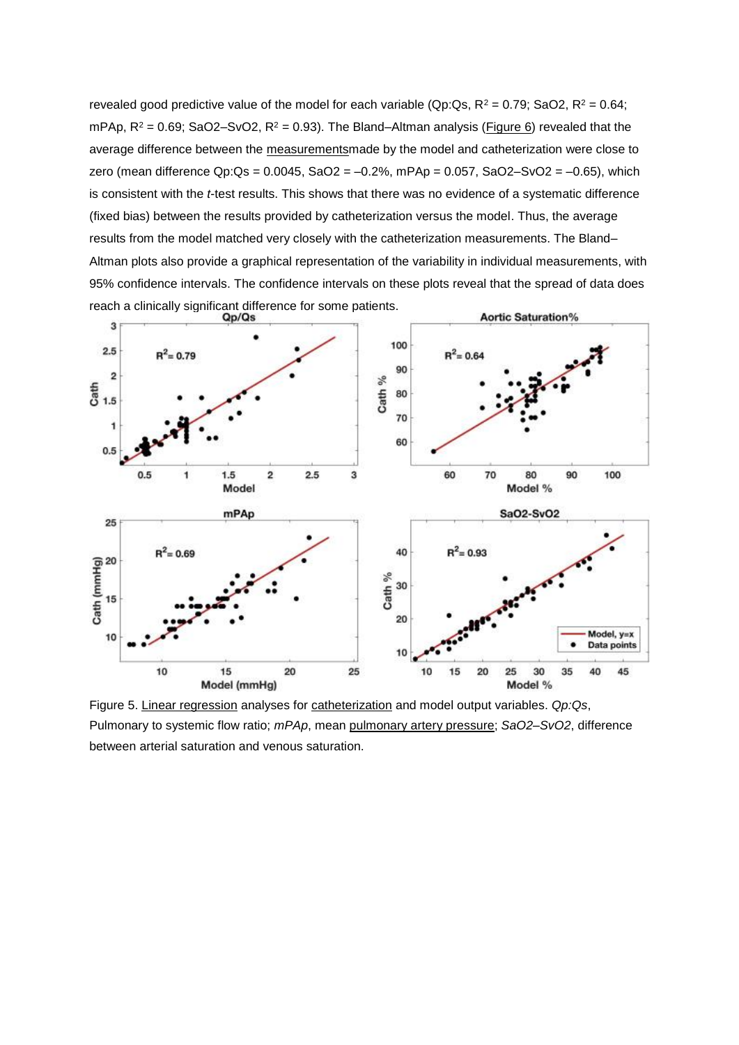revealed good predictive value of the model for each variable (Qp:Qs, $R^2$ = 0.79; SaO2, $R^2$ = 0.64; mPAp, $R^2$ = 0.69; SaO2–SvO2, $R^2$ = 0.93). The Bland–Altman analysis (Figure 6) revealed that the average difference between the measurementsmade by the model and catheterization were close to zero (mean difference Qp:Qs = 0.0045, SaO2 = –0.2%, mPAp = 0.057, SaO2–SvO2 = –0.65), which is consistent with the *t*-test results. This shows that there was no evidence of a systematic difference (fixed bias) between the results provided by catheterization versus the model. Thus, the average results from the model matched very closely with the catheterization measurements. The Bland–Altman plots also provide a graphical representation of the variability in individual measurements, with 95% confidence intervals. The confidence intervals on these plots reveal that the spread of data does reach a clinically significant difference for some patients.

Figure 5. Linear regression analyses for catheterization and model output variables. *Qp:Qs*, Pulmonary to systemic flow ratio; *mPAp*, mean pulmonary artery pressure; *SaO2–SvO2*, difference between arterial saturation and venous saturation.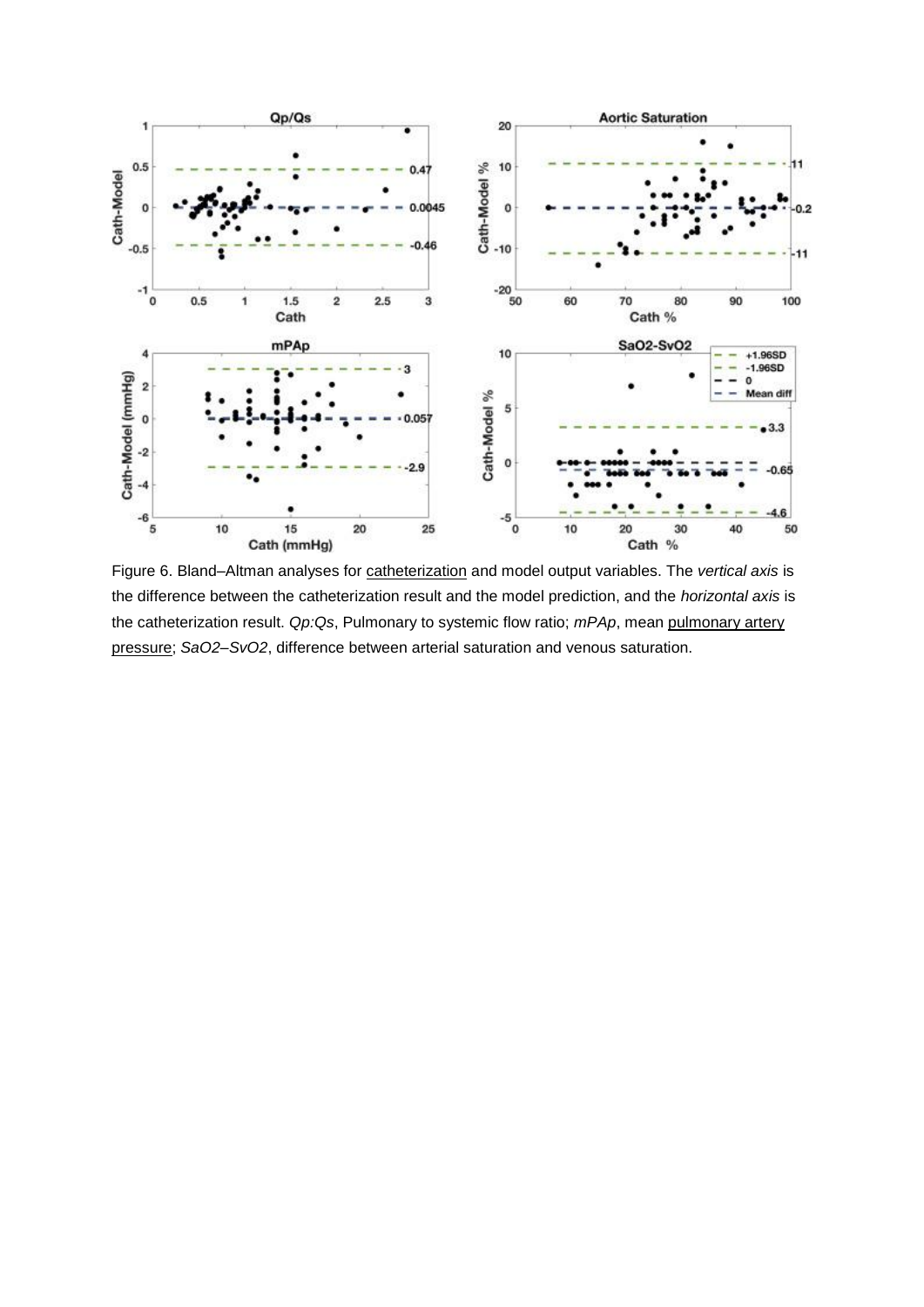Figure 6. Bland–Altman analyses for catheterization and model output variables. The *vertical axis* is the difference between the catheterization result and the model prediction, and the *horizontal axis* is the catheterization result. *Qp:Qs*, Pulmonary to systemic flow ratio; *mPAp*, mean pulmonary artery pressure; *SaO2–SvO2*, difference between arterial saturation and venous saturation.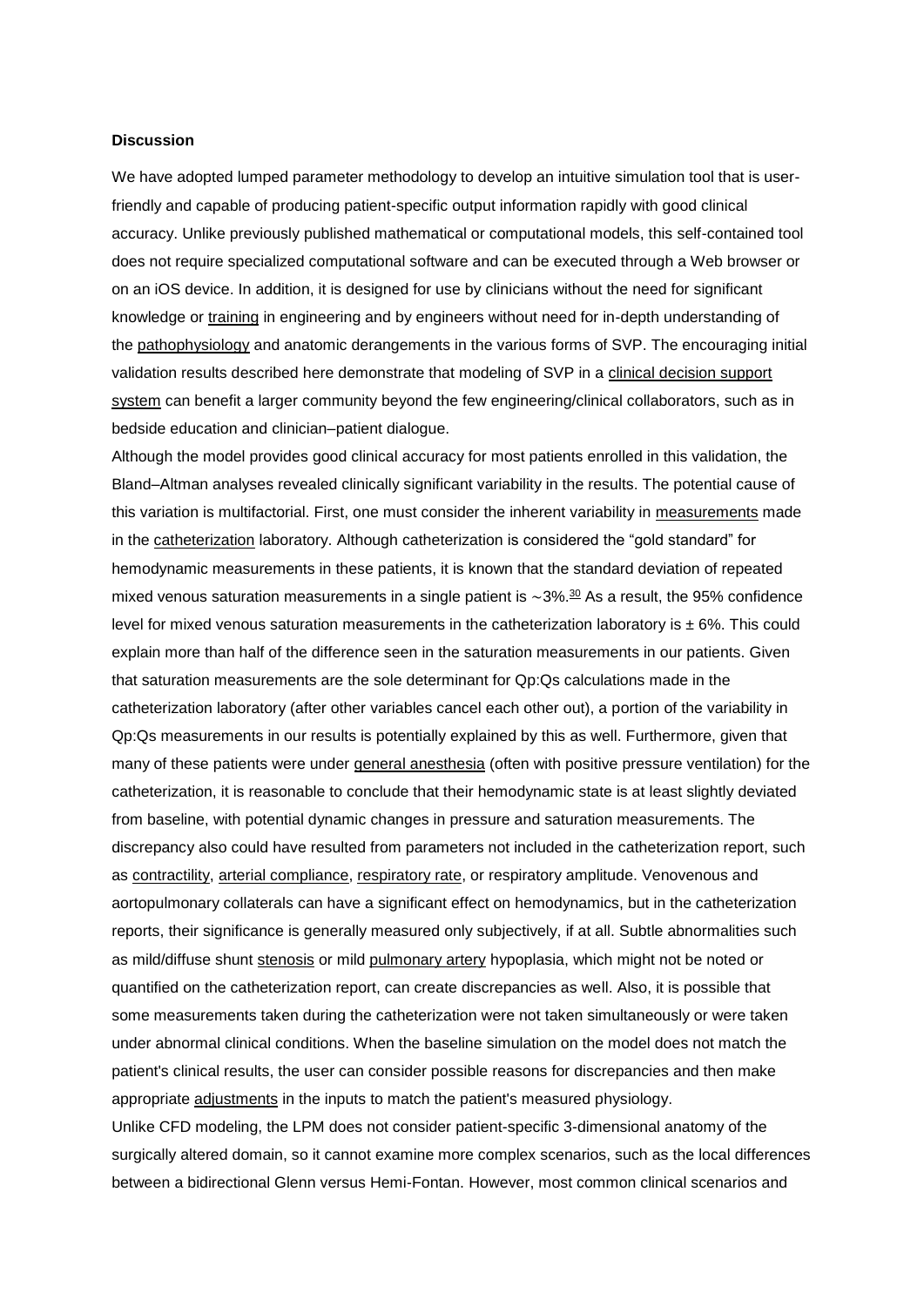**Discussion**

We have adopted lumped parameter methodology to develop an intuitive simulation tool that is user-friendly and capable of producing patient-specific output information rapidly with good clinical accuracy. Unlike previously published mathematical or computational models, this self-contained tool does not require specialized computational software and can be executed through a Web browser or on an iOS device. In addition, it is designed for use by clinicians without the need for significant knowledge or training in engineering and by engineers without need for in-depth understanding of the pathophysiology and anatomic derangements in the various forms of SVP. The encouraging initial validation results described here demonstrate that modeling of SVP in a clinical decision support system can benefit a larger community beyond the few engineering/clinical collaborators, such as in bedside education and clinician–patient dialogue.

Although the model provides good clinical accuracy for most patients enrolled in this validation, the Bland–Altman analyses revealed clinically significant variability in the results. The potential cause of this variation is multifactorial. First, one must consider the inherent variability in measurements made in the catheterization laboratory. Although catheterization is considered the "gold standard" for hemodynamic measurements in these patients, it is known that the standard deviation of repeated mixed venous saturation measurements in a single patient is ∼3%.[30] As a result, the 95% confidence level for mixed venous saturation measurements in the catheterization laboratory is ± 6%. This could explain more than half of the difference seen in the saturation measurements in our patients. Given that saturation measurements are the sole determinant for Qp:Qs calculations made in the catheterization laboratory (after other variables cancel each other out), a portion of the variability in Qp:Qs measurements in our results is potentially explained by this as well. Furthermore, given that many of these patients were under general anesthesia (often with positive pressure ventilation) for the catheterization, it is reasonable to conclude that their hemodynamic state is at least slightly deviated from baseline, with potential dynamic changes in pressure and saturation measurements. The discrepancy also could have resulted from parameters not included in the catheterization report, such as contractility, arterial compliance, respiratory rate, or respiratory amplitude. Venovenous and aortopulmonary collaterals can have a significant effect on hemodynamics, but in the catheterization reports, their significance is generally measured only subjectively, if at all. Subtle abnormalities such as mild/diffuse shunt stenosis or mild pulmonary artery hypoplasia, which might not be noted or quantified on the catheterization report, can create discrepancies as well. Also, it is possible that some measurements taken during the catheterization were not taken simultaneously or were taken under abnormal clinical conditions. When the baseline simulation on the model does not match the patient's clinical results, the user can consider possible reasons for discrepancies and then make appropriate adjustments in the inputs to match the patient's measured physiology.

Unlike CFD modeling, the LPM does not consider patient-specific 3-dimensional anatomy of the surgically altered domain, so it cannot examine more complex scenarios, such as the local differences between a bidirectional Glenn versus Hemi-Fontan. However, most common clinical scenarios and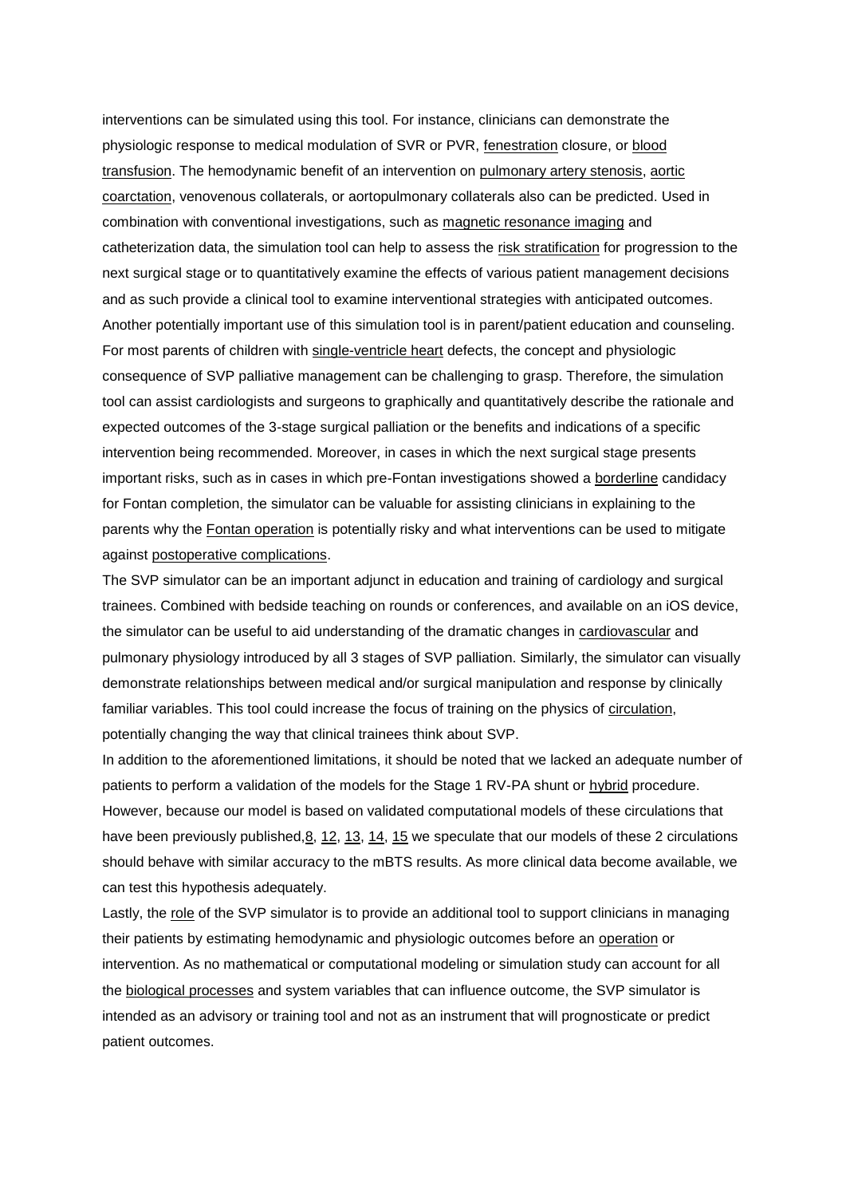interventions can be simulated using this tool. For instance, clinicians can demonstrate the physiologic response to medical modulation of SVR or PVR, fenestration closure, or blood transfusion. The hemodynamic benefit of an intervention on pulmonary artery stenosis, aortic coarctation, venovenous collaterals, or aortopulmonary collaterals also can be predicted. Used in combination with conventional investigations, such as magnetic resonance imaging and catheterization data, the simulation tool can help to assess the risk stratification for progression to the next surgical stage or to quantitatively examine the effects of various patient management decisions and as such provide a clinical tool to examine interventional strategies with anticipated outcomes. Another potentially important use of this simulation tool is in parent/patient education and counseling. For most parents of children with single-ventricle heart defects, the concept and physiologic consequence of SVP palliative management can be challenging to grasp. Therefore, the simulation tool can assist cardiologists and surgeons to graphically and quantitatively describe the rationale and expected outcomes of the 3-stage surgical palliation or the benefits and indications of a specific intervention being recommended. Moreover, in cases in which the next surgical stage presents important risks, such as in cases in which pre-Fontan investigations showed a borderline candidacy for Fontan completion, the simulator can be valuable for assisting clinicians in explaining to the parents why the Fontan operation is potentially risky and what interventions can be used to mitigate against postoperative complications.

The SVP simulator can be an important adjunct in education and training of cardiology and surgical trainees. Combined with bedside teaching on rounds or conferences, and available on an iOS device, the simulator can be useful to aid understanding of the dramatic changes in cardiovascular and pulmonary physiology introduced by all 3 stages of SVP palliation. Similarly, the simulator can visually demonstrate relationships between medical and/or surgical manipulation and response by clinically familiar variables. This tool could increase the focus of training on the physics of circulation, potentially changing the way that clinical trainees think about SVP.

In addition to the aforementioned limitations, it should be noted that we lacked an adequate number of patients to perform a validation of the models for the Stage 1 RV-PA shunt or hybrid procedure. However, because our model is based on validated computational models of these circulations that have been previously published,[8, 12, 13, 14, 15] we speculate that our models of these 2 circulations should behave with similar accuracy to the mBTS results. As more clinical data become available, we can test this hypothesis adequately.

Lastly, the role of the SVP simulator is to provide an additional tool to support clinicians in managing their patients by estimating hemodynamic and physiologic outcomes before an operation or intervention. As no mathematical or computational modeling or simulation study can account for all the biological processes and system variables that can influence outcome, the SVP simulator is intended as an advisory or training tool and not as an instrument that will prognosticate or predict patient outcomes.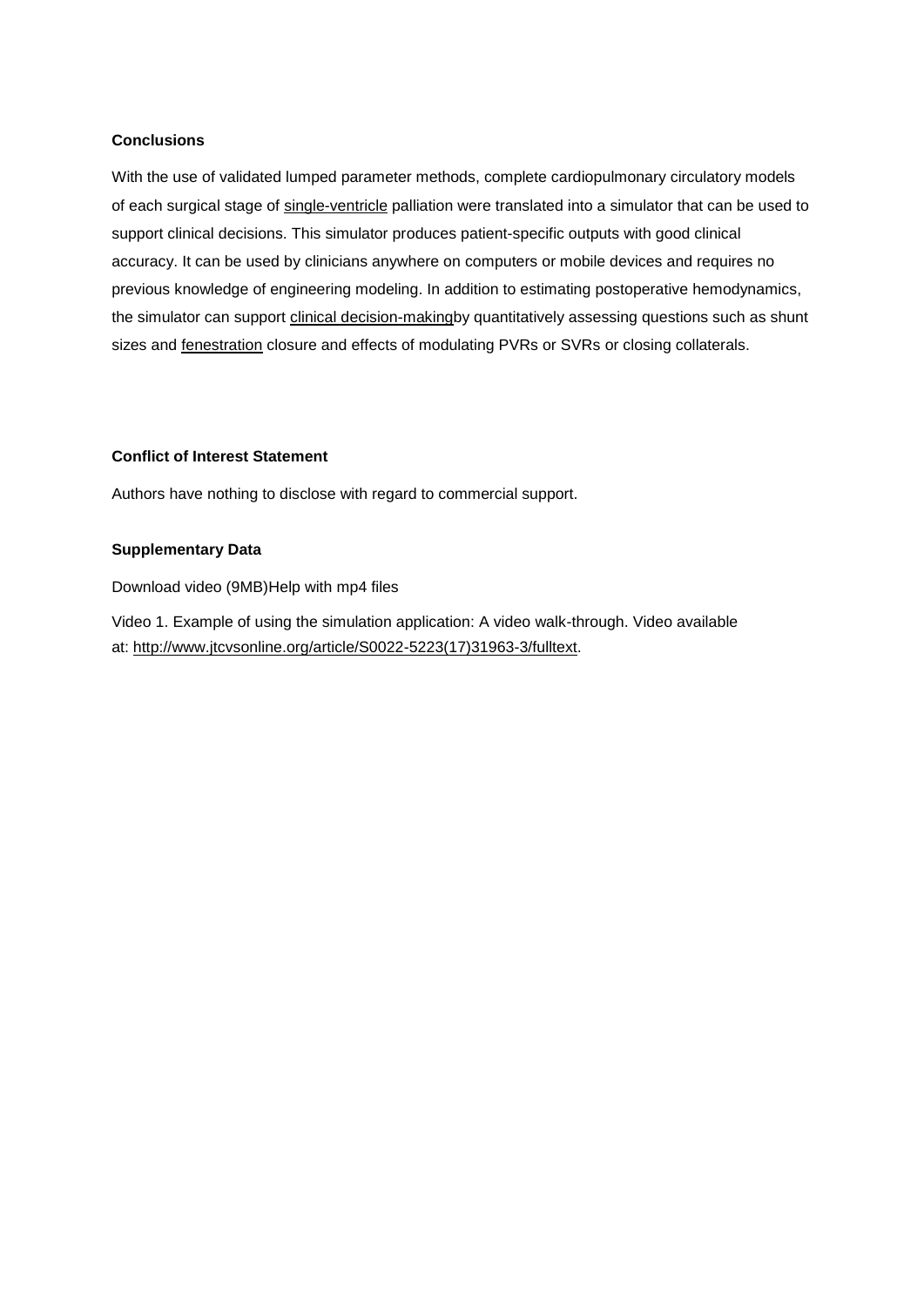**Conclusions**

With the use of validated lumped parameter methods, complete cardiopulmonary circulatory models of each surgical stage of single-ventricle palliation were translated into a simulator that can be used to support clinical decisions. This simulator produces patient-specific outputs with good clinical accuracy. It can be used by clinicians anywhere on computers or mobile devices and requires no previous knowledge of engineering modeling. In addition to estimating postoperative hemodynamics, the simulator can support clinical decision-makingby quantitatively assessing questions such as shunt sizes and fenestration closure and effects of modulating PVRs or SVRs or closing collaterals.

**Conflict of Interest Statement**

Authors have nothing to disclose with regard to commercial support.

**Supplementary Data**

Download video (9MB)Help with mp4 files

Video 1. Example of using the simulation application: A video walk-through. Video available at: http://www.jtcvsonline.org/article/S0022-5223(17)31963-3/fulltext.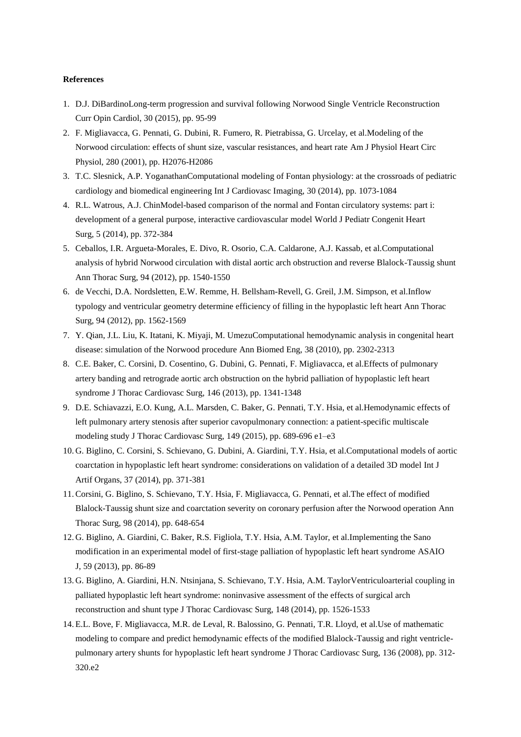**References**

1. D.J. DiBardinoLong-term progression and survival following Norwood Single Ventricle Reconstruction Curr Opin Cardiol, 30 (2015), pp. 95-99
2. F. Migliavacca, G. Pennati, G. Dubini, R. Fumero, R. Pietrabissa, G. Urcelay, et al.Modeling of the Norwood circulation: effects of shunt size, vascular resistances, and heart rate Am J Physiol Heart Circ Physiol, 280 (2001), pp. H2076-H2086
3. T.C. Slesnick, A.P. YoganathanComputational modeling of Fontan physiology: at the crossroads of pediatric cardiology and biomedical engineering Int J Cardiovasc Imaging, 30 (2014), pp. 1073-1084
4. R.L. Watrous, A.J. ChinModel-based comparison of the normal and Fontan circulatory systems: part i: development of a general purpose, interactive cardiovascular model World J Pediatr Congenit Heart Surg, 5 (2014), pp. 372-384
5. Ceballos, I.R. Argueta-Morales, E. Divo, R. Osorio, C.A. Caldarone, A.J. Kassab, et al.Computational analysis of hybrid Norwood circulation with distal aortic arch obstruction and reverse Blalock-Taussig shunt Ann Thorac Surg, 94 (2012), pp. 1540-1550
6. de Vecchi, D.A. Nordsletten, E.W. Remme, H. Bellsham-Revell, G. Greil, J.M. Simpson, et al.Inflow typology and ventricular geometry determine efficiency of filling in the hypoplastic left heart Ann Thorac Surg, 94 (2012), pp. 1562-1569
7. Y. Qian, J.L. Liu, K. Itatani, K. Miyaji, M. UmezuComputational hemodynamic analysis in congenital heart disease: simulation of the Norwood procedure Ann Biomed Eng, 38 (2010), pp. 2302-2313
8. C.E. Baker, C. Corsini, D. Cosentino, G. Dubini, G. Pennati, F. Migliavacca, et al.Effects of pulmonary artery banding and retrograde aortic arch obstruction on the hybrid palliation of hypoplastic left heart syndrome J Thorac Cardiovasc Surg, 146 (2013), pp. 1341-1348
9. D.E. Schiavazzi, E.O. Kung, A.L. Marsden, C. Baker, G. Pennati, T.Y. Hsia, et al.Hemodynamic effects of left pulmonary artery stenosis after superior cavopulmonary connection: a patient-specific multiscale modeling study J Thorac Cardiovasc Surg, 149 (2015), pp. 689-696 e1–e3
10. G. Biglino, C. Corsini, S. Schievano, G. Dubini, A. Giardini, T.Y. Hsia, et al.Computational models of aortic coarctation in hypoplastic left heart syndrome: considerations on validation of a detailed 3D model Int J Artif Organs, 37 (2014), pp. 371-381
11. Corsini, G. Biglino, S. Schievano, T.Y. Hsia, F. Migliavacca, G. Pennati, et al.The effect of modified Blalock-Taussig shunt size and coarctation severity on coronary perfusion after the Norwood operation Ann Thorac Surg, 98 (2014), pp. 648-654
12. G. Biglino, A. Giardini, C. Baker, R.S. Figliola, T.Y. Hsia, A.M. Taylor, et al.Implementing the Sano modification in an experimental model of first-stage palliation of hypoplastic left heart syndrome ASAIO J, 59 (2013), pp. 86-89
13. G. Biglino, A. Giardini, H.N. Ntsinjana, S. Schievano, T.Y. Hsia, A.M. TaylorVentriculoarterial coupling in palliated hypoplastic left heart syndrome: noninvasive assessment of the effects of surgical arch reconstruction and shunt type J Thorac Cardiovasc Surg, 148 (2014), pp. 1526-1533
14. E.L. Bove, F. Migliavacca, M.R. de Leval, R. Balossino, G. Pennati, T.R. Lloyd, et al.Use of mathematic modeling to compare and predict hemodynamic effects of the modified Blalock-Taussig and right ventricle-pulmonary artery shunts for hypoplastic left heart syndrome J Thorac Cardiovasc Surg, 136 (2008), pp. 312-320.e2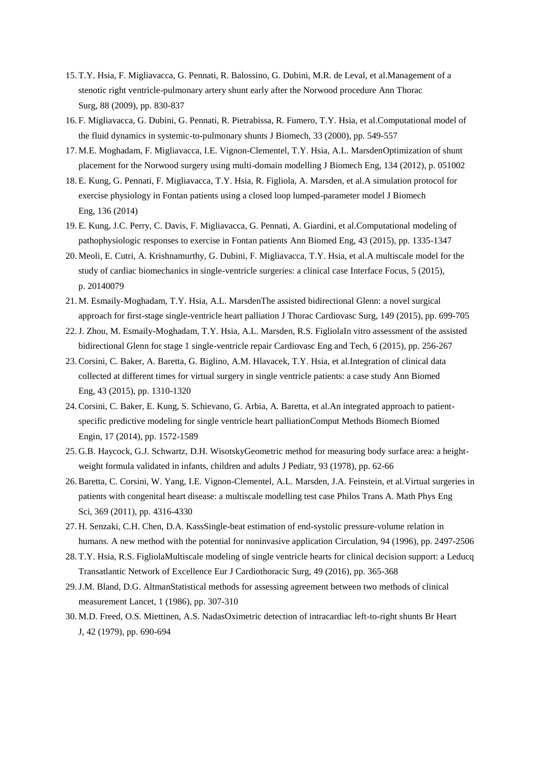15. T.Y. Hsia, F. Migliavacca, G. Pennati, R. Balossino, G. Dubini, M.R. de Leval, et al.Management of a stenotic right ventricle-pulmonary artery shunt early after the Norwood procedure Ann Thorac Surg, 88 (2009), pp. 830-837
16. F. Migliavacca, G. Dubini, G. Pennati, R. Pietrabissa, R. Fumero, T.Y. Hsia, et al.Computational model of the fluid dynamics in systemic-to-pulmonary shunts J Biomech, 33 (2000), pp. 549-557
17. M.E. Moghadam, F. Migliavacca, I.E. Vignon-Clementel, T.Y. Hsia, A.L. MarsdenOptimization of shunt placement for the Norwood surgery using multi-domain modelling J Biomech Eng, 134 (2012), p. 051002
18. E. Kung, G. Pennati, F. Migliavacca, T.Y. Hsia, R. Figliola, A. Marsden, et al.A simulation protocol for exercise physiology in Fontan patients using a closed loop lumped-parameter model J Biomech Eng, 136 (2014)
19. E. Kung, J.C. Perry, C. Davis, F. Migliavacca, G. Pennati, A. Giardini, et al.Computational modeling of pathophysiologic responses to exercise in Fontan patients Ann Biomed Eng, 43 (2015), pp. 1335-1347
20. Meoli, E. Cutri, A. Krishnamurthy, G. Dubini, F. Migliavacca, T.Y. Hsia, et al.A multiscale model for the study of cardiac biomechanics in single-ventricle surgeries: a clinical case Interface Focus, 5 (2015), p. 20140079
21. M. Esmaily-Moghadam, T.Y. Hsia, A.L. MarsdenThe assisted bidirectional Glenn: a novel surgical approach for first-stage single-ventricle heart palliation J Thorac Cardiovasc Surg, 149 (2015), pp. 699-705
22. J. Zhou, M. Esmaily-Moghadam, T.Y. Hsia, A.L. Marsden, R.S. FigliolaIn vitro assessment of the assisted bidirectional Glenn for stage 1 single-ventricle repair Cardiovasc Eng and Tech, 6 (2015), pp. 256-267
23. Corsini, C. Baker, A. Baretta, G. Biglino, A.M. Hlavacek, T.Y. Hsia, et al.Integration of clinical data collected at different times for virtual surgery in single ventricle patients: a case study Ann Biomed Eng, 43 (2015), pp. 1310-1320
24. Corsini, C. Baker, E. Kung, S. Schievano, G. Arbia, A. Baretta, et al.An integrated approach to patient-specific predictive modeling for single ventricle heart palliationComput Methods Biomech Biomed Engin, 17 (2014), pp. 1572-1589
25. G.B. Haycock, G.J. Schwartz, D.H. WisotskyGeometric method for measuring body surface area: a height-weight formula validated in infants, children and adults J Pediatr, 93 (1978), pp. 62-66
26. Baretta, C. Corsini, W. Yang, I.E. Vignon-Clementel, A.L. Marsden, J.A. Feinstein, et al.Virtual surgeries in patients with congenital heart disease: a multiscale modelling test case Philos Trans A. Math Phys Eng Sci, 369 (2011), pp. 4316-4330
27. H. Senzaki, C.H. Chen, D.A. KassSingle-beat estimation of end-systolic pressure-volume relation in humans. A new method with the potential for noninvasive application Circulation, 94 (1996), pp. 2497-2506
28. T.Y. Hsia, R.S. FigliolaMultiscale modeling of single ventricle hearts for clinical decision support: a Leducq Transatlantic Network of Excellence Eur J Cardiothoracic Surg, 49 (2016), pp. 365-368
29. J.M. Bland, D.G. AltmanStatistical methods for assessing agreement between two methods of clinical measurement Lancet, 1 (1986), pp. 307-310
30. M.D. Freed, O.S. Miettinen, A.S. NadasOximetric detection of intracardiac left-to-right shunts Br Heart J, 42 (1979), pp. 690-694